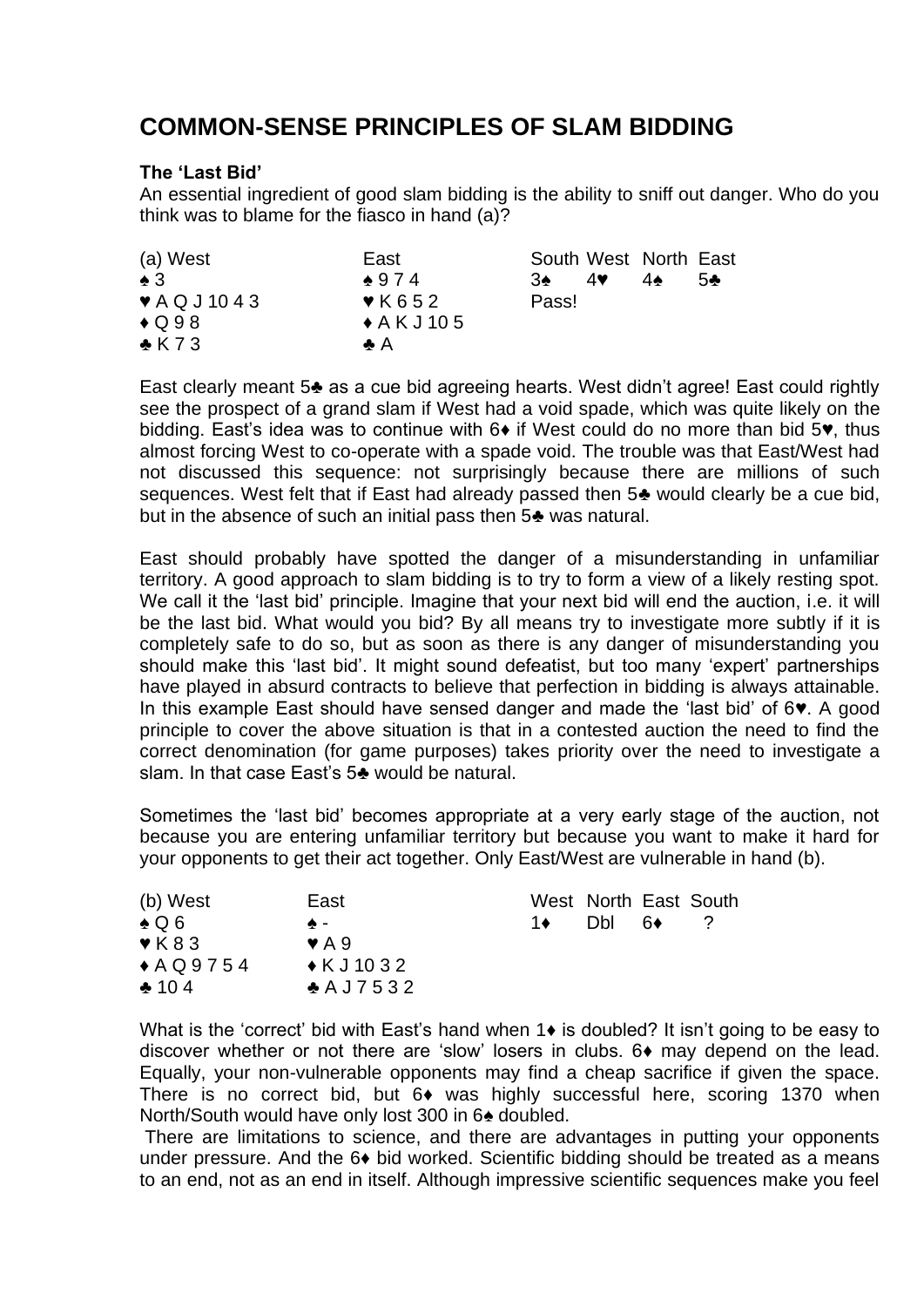# COMMON-SENSE PRINCIPLES OF SLAM BIDDING

**The 'Last Bid'**

An essential ingredient of good slam bidding is the ability to sniff out danger. Who do you think was to blame for the fiasco in hand (a)?

| (a) West | East | South | West | North | East |
|---|---|---|---|---|---|
| ♠ 3 | ♠ 9 7 4 | 3♠ | 4♥ | 4♠ | 5♣ |
| ♥ A Q J 10 4 3 | ♥ K 6 5 2 | Pass! | | | |
| ♦ Q 9 8 | ♦ A K J 10 5 | | | | |
| ♣ K 7 3 | ♣ A | | | | |

East clearly meant 5♣ as a cue bid agreeing hearts. West didn't agree! East could rightly see the prospect of a grand slam if West had a void spade, which was quite likely on the bidding. East's idea was to continue with 6♦ if West could do no more than bid 5♥, thus almost forcing West to co-operate with a spade void. The trouble was that East/West had not discussed this sequence: not surprisingly because there are millions of such sequences. West felt that if East had already passed then 5♣ would clearly be a cue bid, but in the absence of such an initial pass then 5♣ was natural.

East should probably have spotted the danger of a misunderstanding in unfamiliar territory. A good approach to slam bidding is to try to form a view of a likely resting spot. We call it the 'last bid' principle. Imagine that your next bid will end the auction, i.e. it will be the last bid. What would you bid? By all means try to investigate more subtly if it is completely safe to do so, but as soon as there is any danger of misunderstanding you should make this 'last bid'. It might sound defeatist, but too many 'expert' partnerships have played in absurd contracts to believe that perfection in bidding is always attainable. In this example East should have sensed danger and made the 'last bid' of 6♥. A good principle to cover the above situation is that in a contested auction the need to find the correct denomination (for game purposes) takes priority over the need to investigate a slam. In that case East's 5♣ would be natural.

Sometimes the 'last bid' becomes appropriate at a very early stage of the auction, not because you are entering unfamiliar territory but because you want to make it hard for your opponents to get their act together. Only East/West are vulnerable in hand (b).

| (b) West | East | West | North | East | South |
|---|---|---|---|---|---|
| ♠ Q 6 | ♠ - | 1♦ | Dbl | 6♦ | ? |
| ♥ K 8 3 | ♥ A 9 | | | | |
| ♦ A Q 9 7 5 4 | ♦ K J 10 3 2 | | | | |
| ♣ 10 4 | ♣ A J 7 5 3 2 | | | | |

What is the 'correct' bid with East's hand when 1♦ is doubled? It isn't going to be easy to discover whether or not there are 'slow' losers in clubs. 6♦ may depend on the lead. Equally, your non-vulnerable opponents may find a cheap sacrifice if given the space. There is no correct bid, but 6♦ was highly successful here, scoring 1370 when North/South would have only lost 300 in 6♠ doubled.

There are limitations to science, and there are advantages in putting your opponents under pressure. And the 6♦ bid worked. Scientific bidding should be treated as a means to an end, not as an end in itself. Although impressive scientific sequences make you feel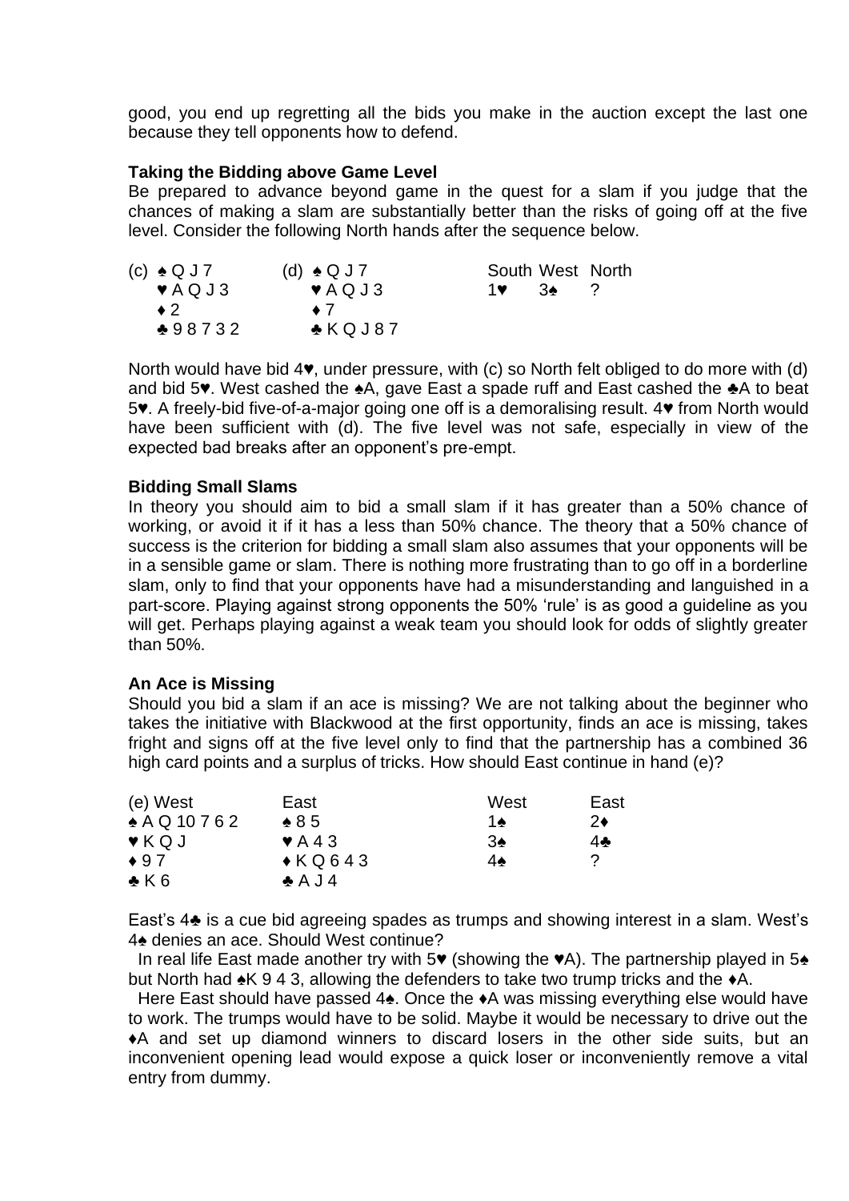good, you end up regretting all the bids you make in the auction except the last one because they tell opponents how to defend.

**Taking the Bidding above Game Level**

Be prepared to advance beyond game in the quest for a slam if you judge that the chances of making a slam are substantially better than the risks of going off at the five level. Consider the following North hands after the sequence below.

| (c) | (d) | South | West | North |
|---|---|---|---|---|
| ♠ Q J 7 | ♠ Q J 7 | 1♥ | 3♠ | ? |
| ♥ A Q J 3 | ♥ A Q J 3 | | | |
| ♦ 2 | ♦ 7 | | | |
| ♣ 9 8 7 3 2 | ♣ K Q J 8 7 | | | |

North would have bid 4♥, under pressure, with (c) so North felt obliged to do more with (d) and bid 5♥. West cashed the ♠A, gave East a spade ruff and East cashed the ♣A to beat 5♥. A freely-bid five-of-a-major going one off is a demoralising result. 4♥ from North would have been sufficient with (d). The five level was not safe, especially in view of the expected bad breaks after an opponent's pre-empt.

**Bidding Small Slams**

In theory you should aim to bid a small slam if it has greater than a 50% chance of working, or avoid it if it has a less than 50% chance. The theory that a 50% chance of success is the criterion for bidding a small slam also assumes that your opponents will be in a sensible game or slam. There is nothing more frustrating than to go off in a borderline slam, only to find that your opponents have had a misunderstanding and languished in a part-score. Playing against strong opponents the 50% 'rule' is as good a guideline as you will get. Perhaps playing against a weak team you should look for odds of slightly greater than 50%.

**An Ace is Missing**

Should you bid a slam if an ace is missing? We are not talking about the beginner who takes the initiative with Blackwood at the first opportunity, finds an ace is missing, takes fright and signs off at the five level only to find that the partnership has a combined 36 high card points and a surplus of tricks. How should East continue in hand (e)?

| (e) West | East | West | East |
|---|---|---|---|
| ♠ A Q 10 7 6 2 | ♠ 8 5 | 1♠ | 2♦ |
| ♥ K Q J | ♥ A 4 3 | 3♠ | 4♣ |
| ♦ 9 7 | ♦ K Q 6 4 3 | 4♠ | ? |
| ♣ K 6 | ♣ A J 4 | | |

East's 4♣ is a cue bid agreeing spades as trumps and showing interest in a slam. West's 4♠ denies an ace. Should West continue?

In real life East made another try with 5♥ (showing the ♥A). The partnership played in 5♠ but North had ♠K 9 4 3, allowing the defenders to take two trump tricks and the ♦A.

Here East should have passed 4♠. Once the ♦A was missing everything else would have to work. The trumps would have to be solid. Maybe it would be necessary to drive out the ♦A and set up diamond winners to discard losers in the other side suits, but an inconvenient opening lead would expose a quick loser or inconveniently remove a vital entry from dummy.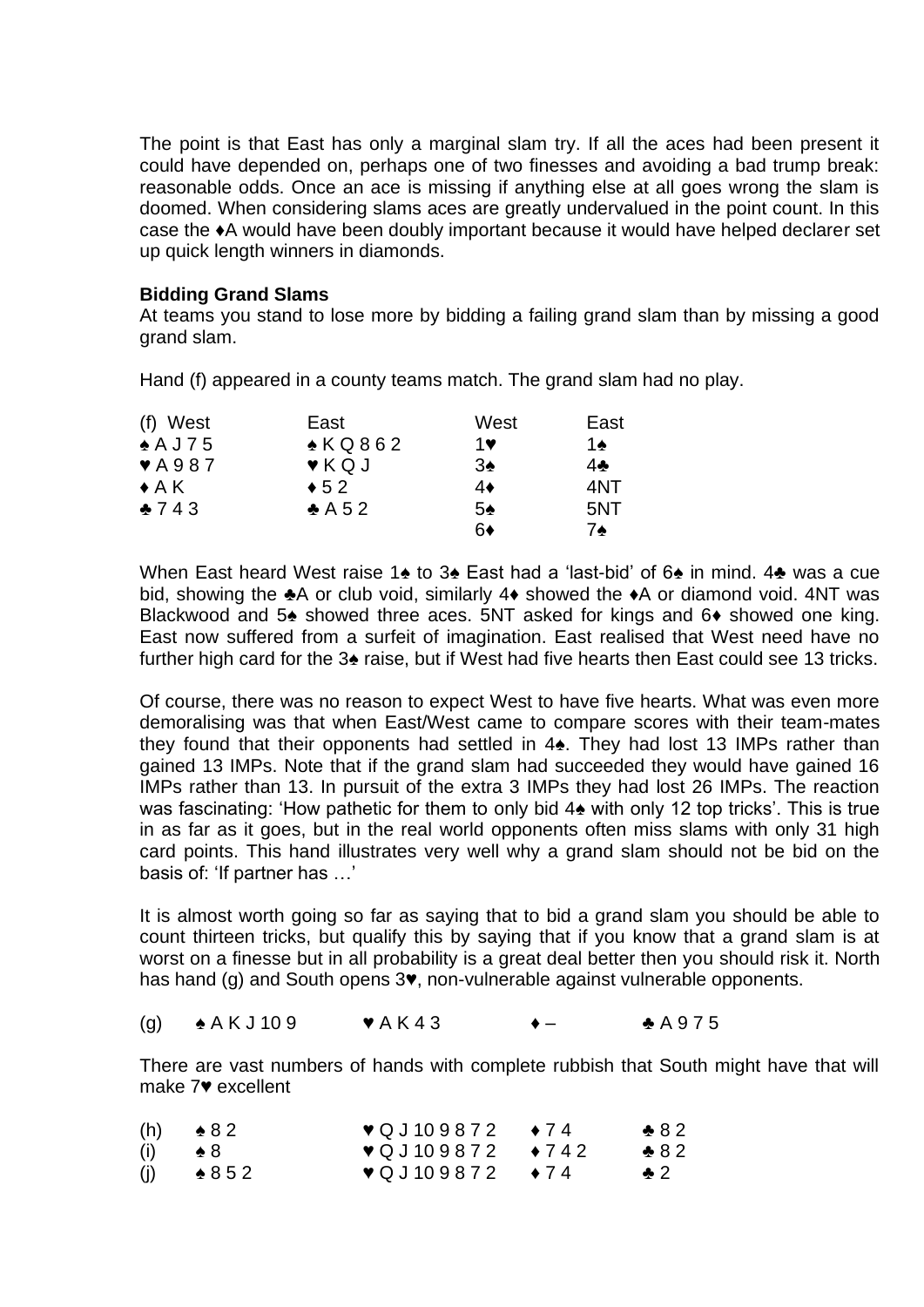The point is that East has only a marginal slam try. If all the aces had been present it could have depended on, perhaps one of two finesses and avoiding a bad trump break: reasonable odds. Once an ace is missing if anything else at all goes wrong the slam is doomed. When considering slams aces are greatly undervalued in the point count. In this case the ♦A would have been doubly important because it would have helped declarer set up quick length winners in diamonds.

**Bidding Grand Slams**

At teams you stand to lose more by bidding a failing grand slam than by missing a good grand slam.

Hand (f) appeared in a county teams match. The grand slam had no play.

| (f) West | East | West | East |
|---|---|---|---|
| ♠ A J 7 5 | ♠ K Q 8 6 2 | 1♥ | 1♠ |
| ♥ A 9 8 7 | ♥ K Q J | 3♠ | 4♣ |
| ♦ A K | ♦ 5 2 | 4♦ | 4NT |
| ♣ 7 4 3 | ♣ A 5 2 | 5♠ | 5NT |
| | | 6♦ | 7♠ |

When East heard West raise 1♠ to 3♠ East had a 'last-bid' of 6♠ in mind. 4♣ was a cue bid, showing the ♣A or club void, similarly 4♦ showed the ♦A or diamond void. 4NT was Blackwood and 5♠ showed three aces. 5NT asked for kings and 6♦ showed one king. East now suffered from a surfeit of imagination. East realised that West need have no further high card for the 3♠ raise, but if West had five hearts then East could see 13 tricks.

Of course, there was no reason to expect West to have five hearts. What was even more demoralising was that when East/West came to compare scores with their team-mates they found that their opponents had settled in 4♠. They had lost 13 IMPs rather than gained 13 IMPs. Note that if the grand slam had succeeded they would have gained 16 IMPs rather than 13. In pursuit of the extra 3 IMPs they had lost 26 IMPs. The reaction was fascinating: 'How pathetic for them to only bid 4♠ with only 12 top tricks'. This is true in as far as it goes, but in the real world opponents often miss slams with only 31 high card points. This hand illustrates very well why a grand slam should not be bid on the basis of: 'If partner has …'

It is almost worth going so far as saying that to bid a grand slam you should be able to count thirteen tricks, but qualify this by saying that if you know that a grand slam is at worst on a finesse but in all probability is a great deal better then you should risk it. North has hand (g) and South opens 3♥, non-vulnerable against vulnerable opponents.

| (g) | ♠ A K J 10 9 | ♥ A K 4 3 | ♦ – | ♣ A 9 7 5 |
|---|---|---|---|---|

There are vast numbers of hands with complete rubbish that South might have that will make 7♥ excellent

| | | | | |
|---|---|---|---|---|
| (h) | ♠ 8 2 | ♥ Q J 10 9 8 7 2 | ♦ 7 4 | ♣ 8 2 |
| (i) | ♠ 8 | ♥ Q J 10 9 8 7 2 | ♦ 7 4 2 | ♣ 8 2 |
| (j) | ♠ 8 5 2 | ♥ Q J 10 9 8 7 2 | ♦ 7 4 | ♣ 2 |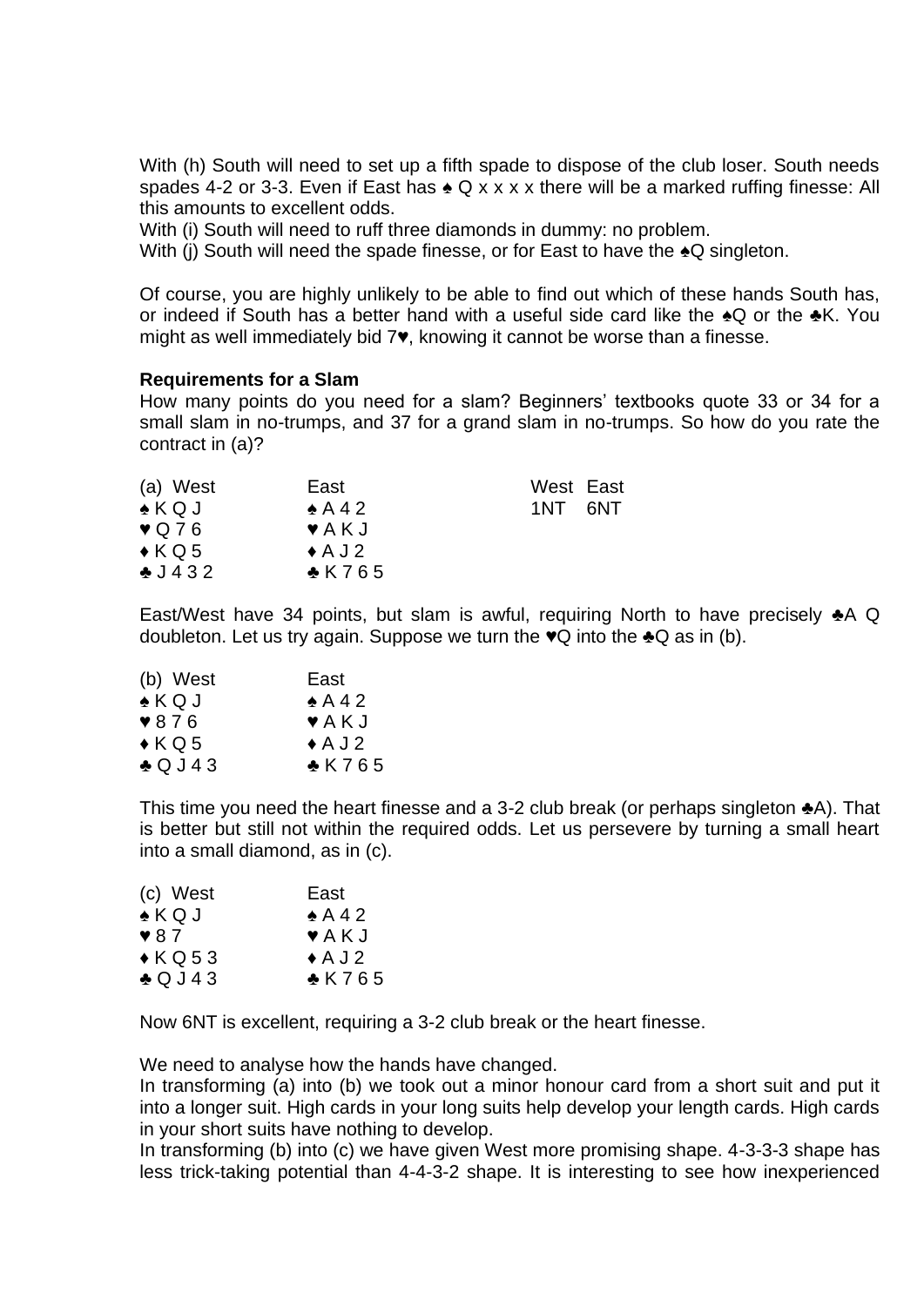With (h) South will need to set up a fifth spade to dispose of the club loser. South needs spades 4-2 or 3-3. Even if East has ♠ Q x x x x there will be a marked ruffing finesse: All this amounts to excellent odds.
With (i) South will need to ruff three diamonds in dummy: no problem.
With (j) South will need the spade finesse, or for East to have the ♠Q singleton.

Of course, you are highly unlikely to be able to find out which of these hands South has, or indeed if South has a better hand with a useful side card like the ♠Q or the ♣K. You might as well immediately bid 7♥, knowing it cannot be worse than a finesse.

**Requirements for a Slam**
How many points do you need for a slam? Beginners' textbooks quote 33 or 34 for a small slam in no-trumps, and 37 for a grand slam in no-trumps. So how do you rate the contract in (a)?

| (a) West | East | West | East |
|---|---|---|---|
| ♠ K Q J | ♠ A 4 2 | 1NT | 6NT |
| ♥ Q 7 6 | ♥ A K J | | |
| ♦ K Q 5 | ♦ A J 2 | | |
| ♣ J 4 3 2 | ♣ K 7 6 5 | | |

East/West have 34 points, but slam is awful, requiring North to have precisely ♣A Q doubleton. Let us try again. Suppose we turn the ♥Q into the ♣Q as in (b).

| (b) West | East |
|---|---|
| ♠ K Q J | ♠ A 4 2 |
| ♥ 8 7 6 | ♥ A K J |
| ♦ K Q 5 | ♦ A J 2 |
| ♣ Q J 4 3 | ♣ K 7 6 5 |

This time you need the heart finesse and a 3-2 club break (or perhaps singleton ♣A). That is better but still not within the required odds. Let us persevere by turning a small heart into a small diamond, as in (c).

| (c) West | East |
|---|---|
| ♠ K Q J | ♠ A 4 2 |
| ♥ 8 7 | ♥ A K J |
| ♦ K Q 5 3 | ♦ A J 2 |
| ♣ Q J 4 3 | ♣ K 7 6 5 |

Now 6NT is excellent, requiring a 3-2 club break or the heart finesse.

We need to analyse how the hands have changed.
In transforming (a) into (b) we took out a minor honour card from a short suit and put it into a longer suit. High cards in your long suits help develop your length cards. High cards in your short suits have nothing to develop.
In transforming (b) into (c) we have given West more promising shape. 4-3-3-3 shape has less trick-taking potential than 4-4-3-2 shape. It is interesting to see how inexperienced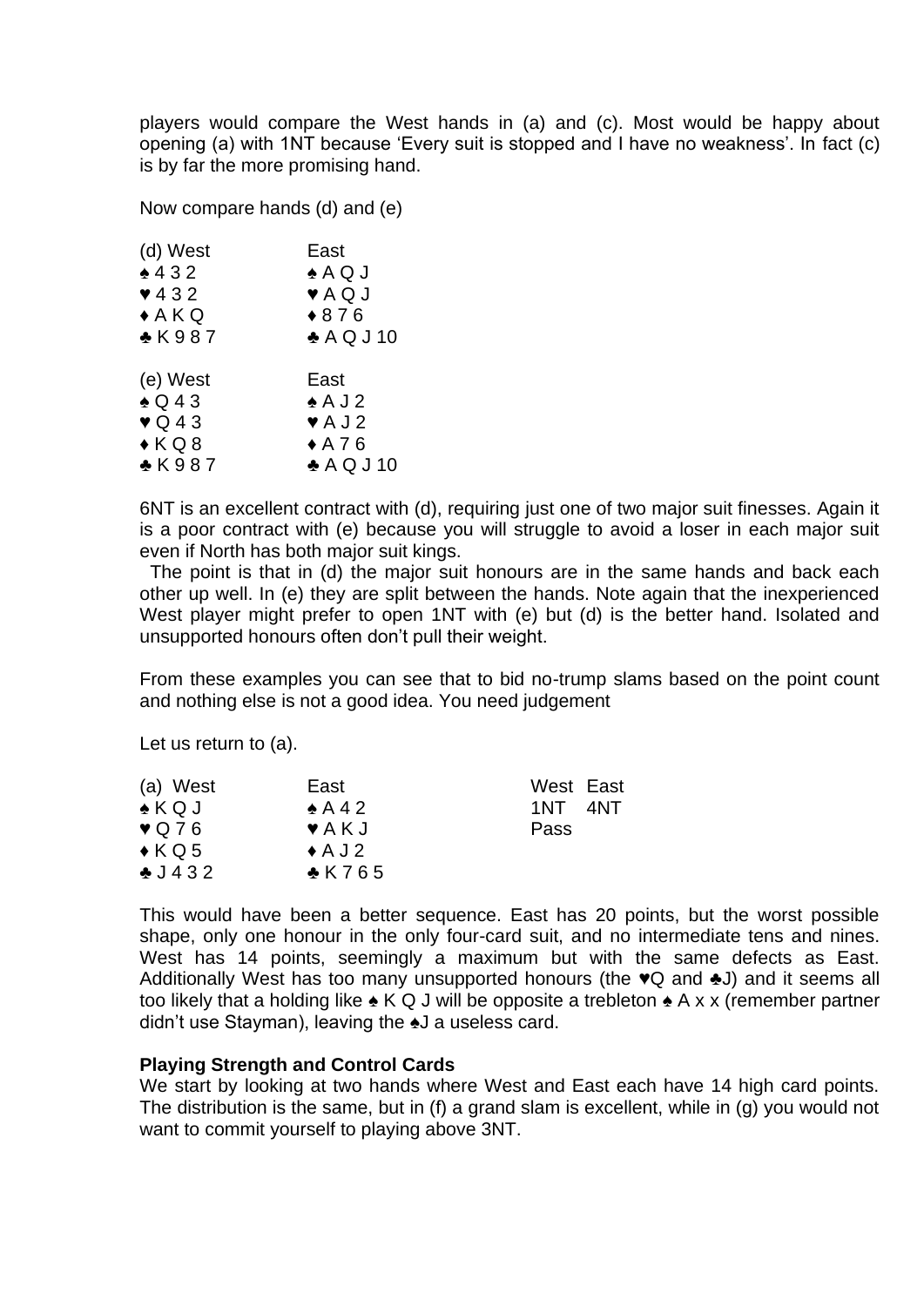players would compare the West hands in (a) and (c). Most would be happy about opening (a) with 1NT because 'Every suit is stopped and I have no weakness'. In fact (c) is by far the more promising hand.

Now compare hands (d) and (e)

| (d) West | East |
|---|---|
| ♠ 4 3 2 | ♠ A Q J |
| ♥ 4 3 2 | ♥ A Q J |
| ♦ A K Q | ♦ 8 7 6 |
| ♣ K 9 8 7 | ♣ A Q J 10 |

| (e) West | East |
|---|---|
| ♠ Q 4 3 | ♠ A J 2 |
| ♥ Q 4 3 | ♥ A J 2 |
| ♦ K Q 8 | ♦ A 7 6 |
| ♣ K 9 8 7 | ♣ A Q J 10 |

6NT is an excellent contract with (d), requiring just one of two major suit finesses. Again it is a poor contract with (e) because you will struggle to avoid a loser in each major suit even if North has both major suit kings.

The point is that in (d) the major suit honours are in the same hands and back each other up well. In (e) they are split between the hands. Note again that the inexperienced West player might prefer to open 1NT with (e) but (d) is the better hand. Isolated and unsupported honours often don't pull their weight.

From these examples you can see that to bid no-trump slams based on the point count and nothing else is not a good idea. You need judgement

Let us return to (a).

| (a) West | East | West | East |
|---|---|---|---|
| ♠ K Q J | ♠ A 4 2 | 1NT | 4NT |
| ♥ Q 7 6 | ♥ A K J | Pass | |
| ♦ K Q 5 | ♦ A J 2 | | |
| ♣ J 4 3 2 | ♣ K 7 6 5 | | |

This would have been a better sequence. East has 20 points, but the worst possible shape, only one honour in the only four-card suit, and no intermediate tens and nines. West has 14 points, seemingly a maximum but with the same defects as East. Additionally West has too many unsupported honours (the ♥Q and ♣J) and it seems all too likely that a holding like ♠ K Q J will be opposite a trebleton ♠ A x x (remember partner didn't use Stayman), leaving the ♠J a useless card.

**Playing Strength and Control Cards**

We start by looking at two hands where West and East each have 14 high card points. The distribution is the same, but in (f) a grand slam is excellent, while in (g) you would not want to commit yourself to playing above 3NT.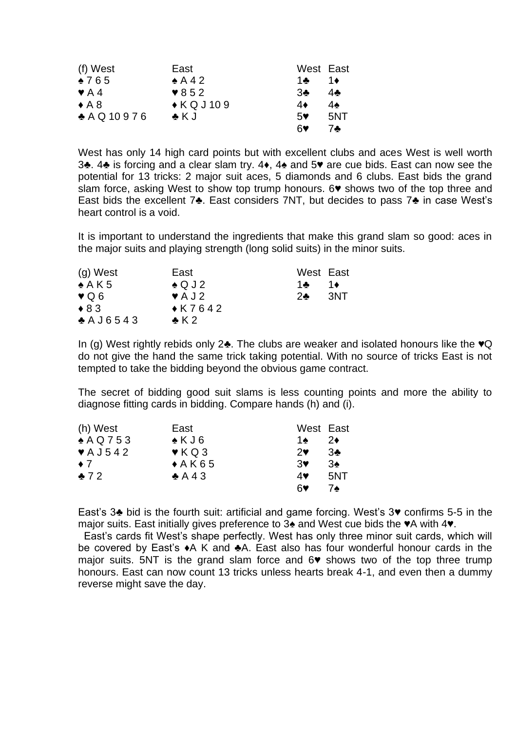| (f) West | East | West | East |
| --- | --- | --- | --- |
| ♠ 7 6 5 | ♠ A 4 2 | 1♣ | 1♦ |
| ♥ A 4 | ♥ 8 5 2 | 3♣ | 4♣ |
| ♦ A 8 | ♦ K Q J 10 9 | 4♦ | 4♠ |
| ♣ A Q 10 9 7 6 | ♣ K J | 5♥ | 5NT |
| | | 6♥ | 7♣ |

West has only 14 high card points but with excellent clubs and aces West is well worth 3♣. 4♣ is forcing and a clear slam try. 4♦, 4♠ and 5♥ are cue bids. East can now see the potential for 13 tricks: 2 major suit aces, 5 diamonds and 6 clubs. East bids the grand slam force, asking West to show top trump honours. 6♥ shows two of the top three and East bids the excellent 7♣. East considers 7NT, but decides to pass 7♣ in case West's heart control is a void.

It is important to understand the ingredients that make this grand slam so good: aces in the major suits and playing strength (long solid suits) in the minor suits.

| (g) West | East | West | East |
| --- | --- | --- | --- |
| ♠ A K 5 | ♠ Q J 2 | 1♣ | 1♦ |
| ♥ Q 6 | ♥ A J 2 | 2♣ | 3NT |
| ♦ 8 3 | ♦ K 7 6 4 2 | | |
| ♣ A J 6 5 4 3 | ♣ K 2 | | |

In (g) West rightly rebids only 2♣. The clubs are weaker and isolated honours like the ♥Q do not give the hand the same trick taking potential. With no source of tricks East is not tempted to take the bidding beyond the obvious game contract.

The secret of bidding good suit slams is less counting points and more the ability to diagnose fitting cards in bidding. Compare hands (h) and (i).

| (h) West | East | West | East |
| --- | --- | --- | --- |
| ♠ A Q 7 5 3 | ♠ K J 6 | 1♠ | 2♦ |
| ♥ A J 5 4 2 | ♥ K Q 3 | 2♥ | 3♣ |
| ♦ 7 | ♦ A K 6 5 | 3♥ | 3♠ |
| ♣ 7 2 | ♣ A 4 3 | 4♥ | 5NT |
| | | 6♥ | 7♠ |

East's 3♣ bid is the fourth suit: artificial and game forcing. West's 3♥ confirms 5-5 in the major suits. East initially gives preference to 3♠ and West cue bids the ♥A with 4♥.

East's cards fit West's shape perfectly. West has only three minor suit cards, which will be covered by East's ♦A K and ♣A. East also has four wonderful honour cards in the major suits. 5NT is the grand slam force and 6♥ shows two of the top three trump honours. East can now count 13 tricks unless hearts break 4-1, and even then a dummy reverse might save the day.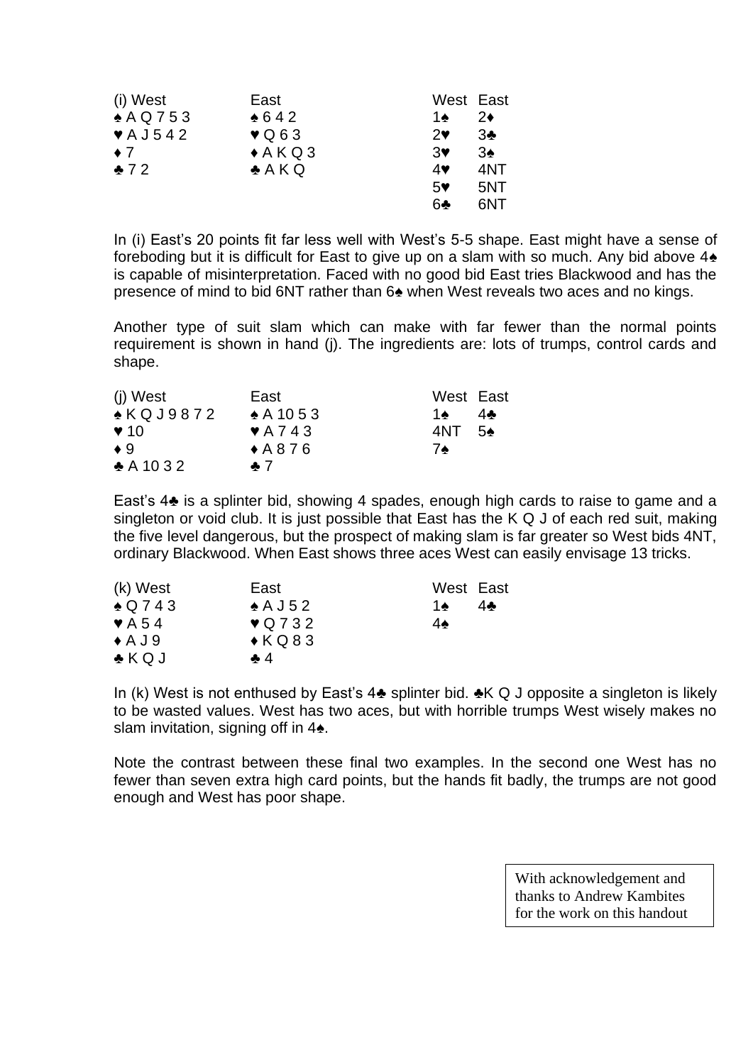| (i) West | East | West | East |
|---|---|---|---|
| ♠ A Q 7 5 3 | ♠ 6 4 2 | 1♠ | 2♦ |
| ♥ A J 5 4 2 | ♥ Q 6 3 | 2♥ | 3♣ |
| ♦ 7 | ♦ A K Q 3 | 3♥ | 3♠ |
| ♣ 7 2 | ♣ A K Q | 4♥ | 4NT |
| | | 5♥ | 5NT |
| | | 6♣ | 6NT |

In (i) East's 20 points fit far less well with West's 5-5 shape. East might have a sense of foreboding but it is difficult for East to give up on a slam with so much. Any bid above 4♠ is capable of misinterpretation. Faced with no good bid East tries Blackwood and has the presence of mind to bid 6NT rather than 6♠ when West reveals two aces and no kings.

Another type of suit slam which can make with far fewer than the normal points requirement is shown in hand (j). The ingredients are: lots of trumps, control cards and shape.

| (j) West | East | West | East |
|---|---|---|---|
| ♠ K Q J 9 8 7 2 | ♠ A 10 5 3 | 1♠ | 4♣ |
| ♥ 10 | ♥ A 7 4 3 | 4NT | 5♠ |
| ♦ 9 | ♦ A 8 7 6 | 7♠ | |
| ♣ A 10 3 2 | ♣ 7 | | |

East's 4♣ is a splinter bid, showing 4 spades, enough high cards to raise to game and a singleton or void club. It is just possible that East has the K Q J of each red suit, making the five level dangerous, but the prospect of making slam is far greater so West bids 4NT, ordinary Blackwood. When East shows three aces West can easily envisage 13 tricks.

| (k) West | East | West | East |
|---|---|---|---|
| ♠ Q 7 4 3 | ♠ A J 5 2 | 1♠ | 4♣ |
| ♥ A 5 4 | ♥ Q 7 3 2 | 4♠ | |
| ♦ A J 9 | ♦ K Q 8 3 | | |
| ♣ K Q J | ♣ 4 | | |

In (k) West is not enthused by East's 4♣ splinter bid. ♣K Q J opposite a singleton is likely to be wasted values. West has two aces, but with horrible trumps West wisely makes no slam invitation, signing off in 4♠.

Note the contrast between these final two examples. In the second one West has no fewer than seven extra high card points, but the hands fit badly, the trumps are not good enough and West has poor shape.

With acknowledgement and thanks to Andrew Kambites for the work on this handout